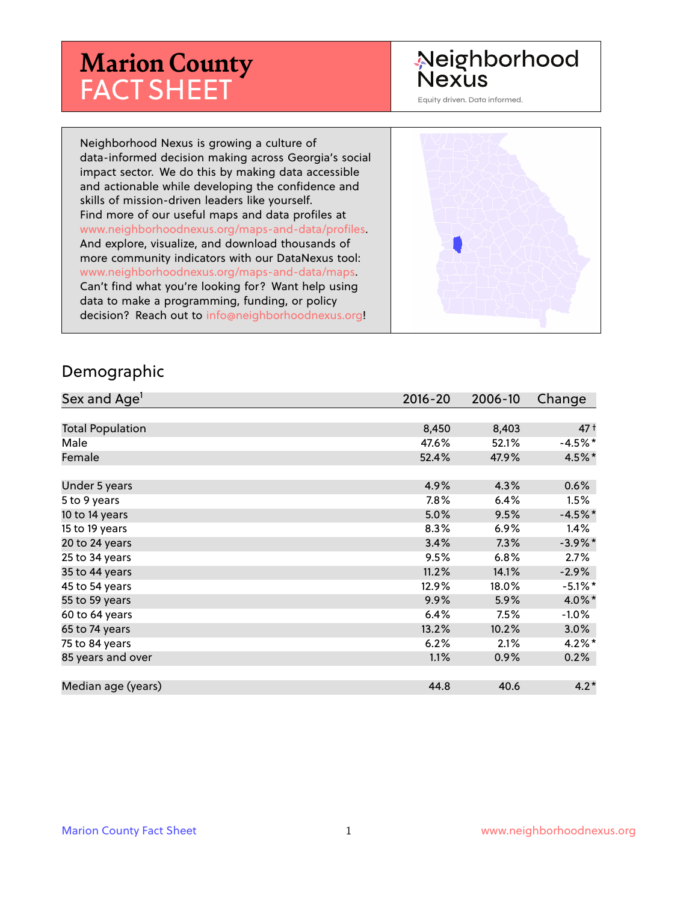# Marion County FACT SHEET

Neighborhood Nexus

Equity driven. Data informed.

Neighborhood Nexus is growing a culture of data-informed decision making across Georgia's social impact sector. We do this by making data accessible and actionable while developing the confidence and skills of mission-driven leaders like yourself. Find more of our useful maps and data profiles at www.neighborhoodnexus.org/maps-and-data/profiles. And explore, visualize, and download thousands of more community indicators with our DataNexus tool: www.neighborhoodnexus.org/maps-and-data/maps. Can't find what you're looking for? Want help using data to make a programming, funding, or policy decision? Reach out to info@neighborhoodnexus.org!

## Demographic

| Sex and Age[1] | 2016-20 | 2006-10 | Change |
|---|---|---|---|
| Total Population | 8,450 | 8,403 | 47† |
| Male | 47.6% | 52.1% | -4.5%* |
| Female | 52.4% | 47.9% | 4.5%* |
| Under 5 years | 4.9% | 4.3% | 0.6% |
| 5 to 9 years | 7.8% | 6.4% | 1.5% |
| 10 to 14 years | 5.0% | 9.5% | -4.5%* |
| 15 to 19 years | 8.3% | 6.9% | 1.4% |
| 20 to 24 years | 3.4% | 7.3% | -3.9%* |
| 25 to 34 years | 9.5% | 6.8% | 2.7% |
| 35 to 44 years | 11.2% | 14.1% | -2.9% |
| 45 to 54 years | 12.9% | 18.0% | -5.1%* |
| 55 to 59 years | 9.9% | 5.9% | 4.0%* |
| 60 to 64 years | 6.4% | 7.5% | -1.0% |
| 65 to 74 years | 13.2% | 10.2% | 3.0% |
| 75 to 84 years | 6.2% | 2.1% | 4.2%* |
| 85 years and over | 1.1% | 0.9% | 0.2% |
| Median age (years) | 44.8 | 40.6 | 4.2* |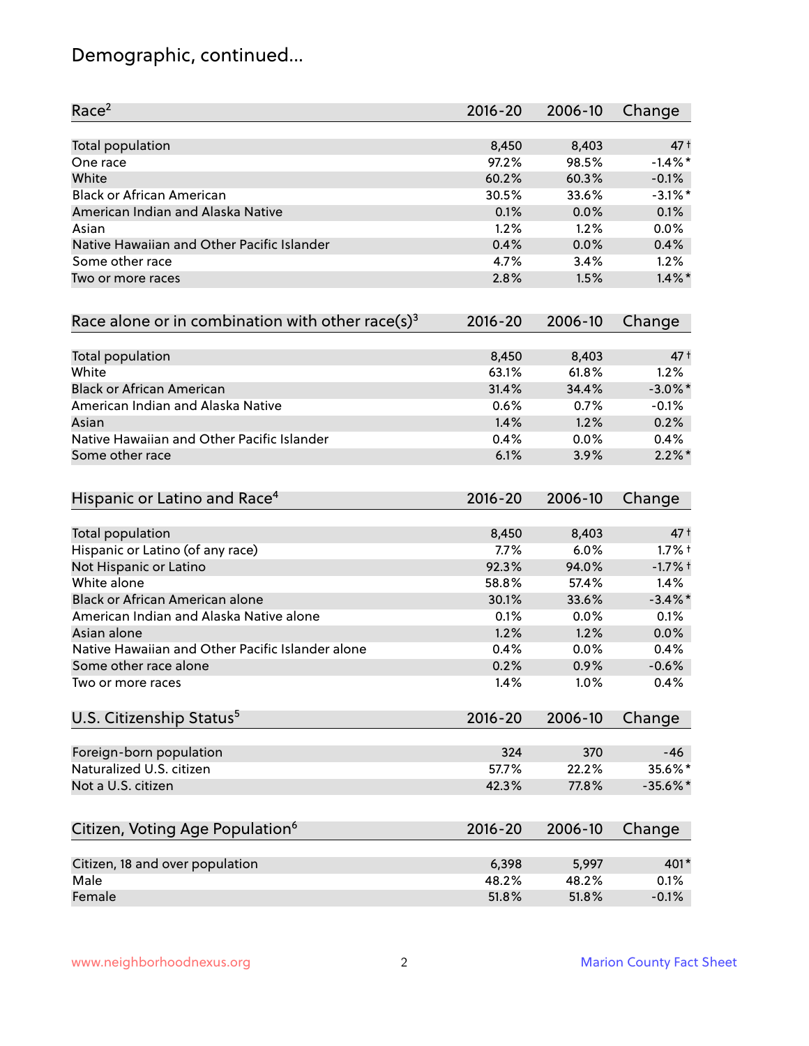# Demographic, continued...

| Race[2] | 2016-20 | 2006-10 | Change |
|---|---|---|---|
| Total population | 8,450 | 8,403 | 47 † |
| One race | 97.2% | 98.5% | -1.4% * |
| White | 60.2% | 60.3% | -0.1% |
| Black or African American | 30.5% | 33.6% | -3.1% * |
| American Indian and Alaska Native | 0.1% | 0.0% | 0.1% |
| Asian | 1.2% | 1.2% | 0.0% |
| Native Hawaiian and Other Pacific Islander | 0.4% | 0.0% | 0.4% |
| Some other race | 4.7% | 3.4% | 1.2% |
| Two or more races | 2.8% | 1.5% | 1.4% * |

| Race alone or in combination with other race(s)[3] | 2016-20 | 2006-10 | Change |
|---|---|---|---|
| Total population | 8,450 | 8,403 | 47 † |
| White | 63.1% | 61.8% | 1.2% |
| Black or African American | 31.4% | 34.4% | -3.0% * |
| American Indian and Alaska Native | 0.6% | 0.7% | -0.1% |
| Asian | 1.4% | 1.2% | 0.2% |
| Native Hawaiian and Other Pacific Islander | 0.4% | 0.0% | 0.4% |
| Some other race | 6.1% | 3.9% | 2.2% * |

| Hispanic or Latino and Race[4] | 2016-20 | 2006-10 | Change |
|---|---|---|---|
| Total population | 8,450 | 8,403 | 47 † |
| Hispanic or Latino (of any race) | 7.7% | 6.0% | 1.7% † |
| Not Hispanic or Latino | 92.3% | 94.0% | -1.7% † |
| White alone | 58.8% | 57.4% | 1.4% |
| Black or African American alone | 30.1% | 33.6% | -3.4% * |
| American Indian and Alaska Native alone | 0.1% | 0.0% | 0.1% |
| Asian alone | 1.2% | 1.2% | 0.0% |
| Native Hawaiian and Other Pacific Islander alone | 0.4% | 0.0% | 0.4% |
| Some other race alone | 0.2% | 0.9% | -0.6% |
| Two or more races | 1.4% | 1.0% | 0.4% |

| U.S. Citizenship Status[5] | 2016-20 | 2006-10 | Change |
|---|---|---|---|
| Foreign-born population | 324 | 370 | -46 |
| Naturalized U.S. citizen | 57.7% | 22.2% | 35.6% * |
| Not a U.S. citizen | 42.3% | 77.8% | -35.6% * |

| Citizen, Voting Age Population[6] | 2016-20 | 2006-10 | Change |
|---|---|---|---|
| Citizen, 18 and over population | 6,398 | 5,997 | 401 * |
| Male | 48.2% | 48.2% | 0.1% |
| Female | 51.8% | 51.8% | -0.1% |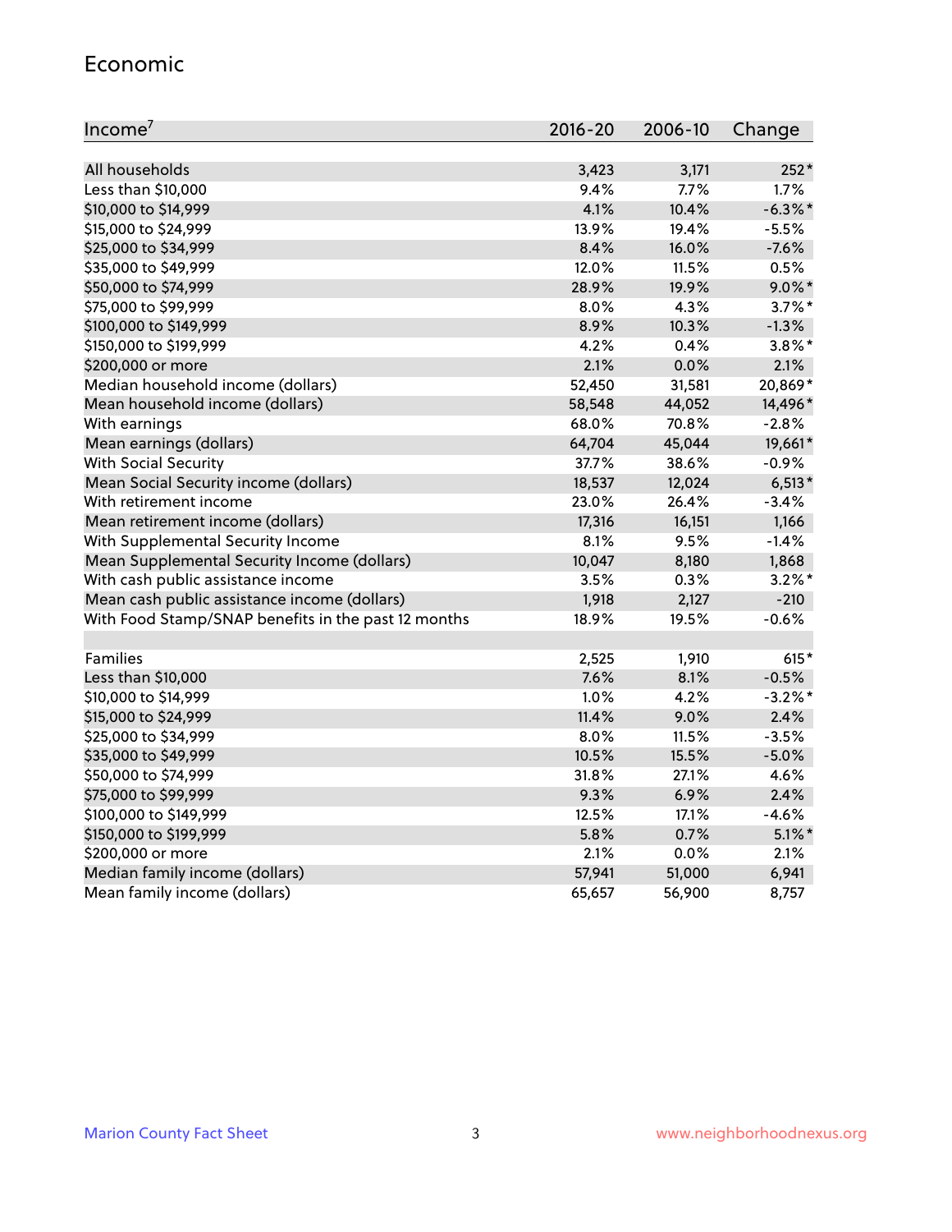## Economic

| Income[7] | 2016-20 | 2006-10 | Change |
|---|---|---|---|
| All households | 3,423 | 3,171 | 252* |
| Less than $10,000 | 9.4% | 7.7% | 1.7% |
| $10,000 to $14,999 | 4.1% | 10.4% | -6.3%* |
| $15,000 to $24,999 | 13.9% | 19.4% | -5.5% |
| $25,000 to $34,999 | 8.4% | 16.0% | -7.6% |
| $35,000 to $49,999 | 12.0% | 11.5% | 0.5% |
| $50,000 to $74,999 | 28.9% | 19.9% | 9.0%* |
| $75,000 to $99,999 | 8.0% | 4.3% | 3.7%* |
| $100,000 to $149,999 | 8.9% | 10.3% | -1.3% |
| $150,000 to $199,999 | 4.2% | 0.4% | 3.8%* |
| $200,000 or more | 2.1% | 0.0% | 2.1% |
| Median household income (dollars) | 52,450 | 31,581 | 20,869* |
| Mean household income (dollars) | 58,548 | 44,052 | 14,496* |
| With earnings | 68.0% | 70.8% | -2.8% |
| Mean earnings (dollars) | 64,704 | 45,044 | 19,661* |
| With Social Security | 37.7% | 38.6% | -0.9% |
| Mean Social Security income (dollars) | 18,537 | 12,024 | 6,513* |
| With retirement income | 23.0% | 26.4% | -3.4% |
| Mean retirement income (dollars) | 17,316 | 16,151 | 1,166 |
| With Supplemental Security Income | 8.1% | 9.5% | -1.4% |
| Mean Supplemental Security Income (dollars) | 10,047 | 8,180 | 1,868 |
| With cash public assistance income | 3.5% | 0.3% | 3.2%* |
| Mean cash public assistance income (dollars) | 1,918 | 2,127 | -210 |
| With Food Stamp/SNAP benefits in the past 12 months | 18.9% | 19.5% | -0.6% |
| | | | |
| Families | 2,525 | 1,910 | 615* |
| Less than $10,000 | 7.6% | 8.1% | -0.5% |
| $10,000 to $14,999 | 1.0% | 4.2% | -3.2%* |
| $15,000 to $24,999 | 11.4% | 9.0% | 2.4% |
| $25,000 to $34,999 | 8.0% | 11.5% | -3.5% |
| $35,000 to $49,999 | 10.5% | 15.5% | -5.0% |
| $50,000 to $74,999 | 31.8% | 27.1% | 4.6% |
| $75,000 to $99,999 | 9.3% | 6.9% | 2.4% |
| $100,000 to $149,999 | 12.5% | 17.1% | -4.6% |
| $150,000 to $199,999 | 5.8% | 0.7% | 5.1%* |
| $200,000 or more | 2.1% | 0.0% | 2.1% |
| Median family income (dollars) | 57,941 | 51,000 | 6,941 |
| Mean family income (dollars) | 65,657 | 56,900 | 8,757 |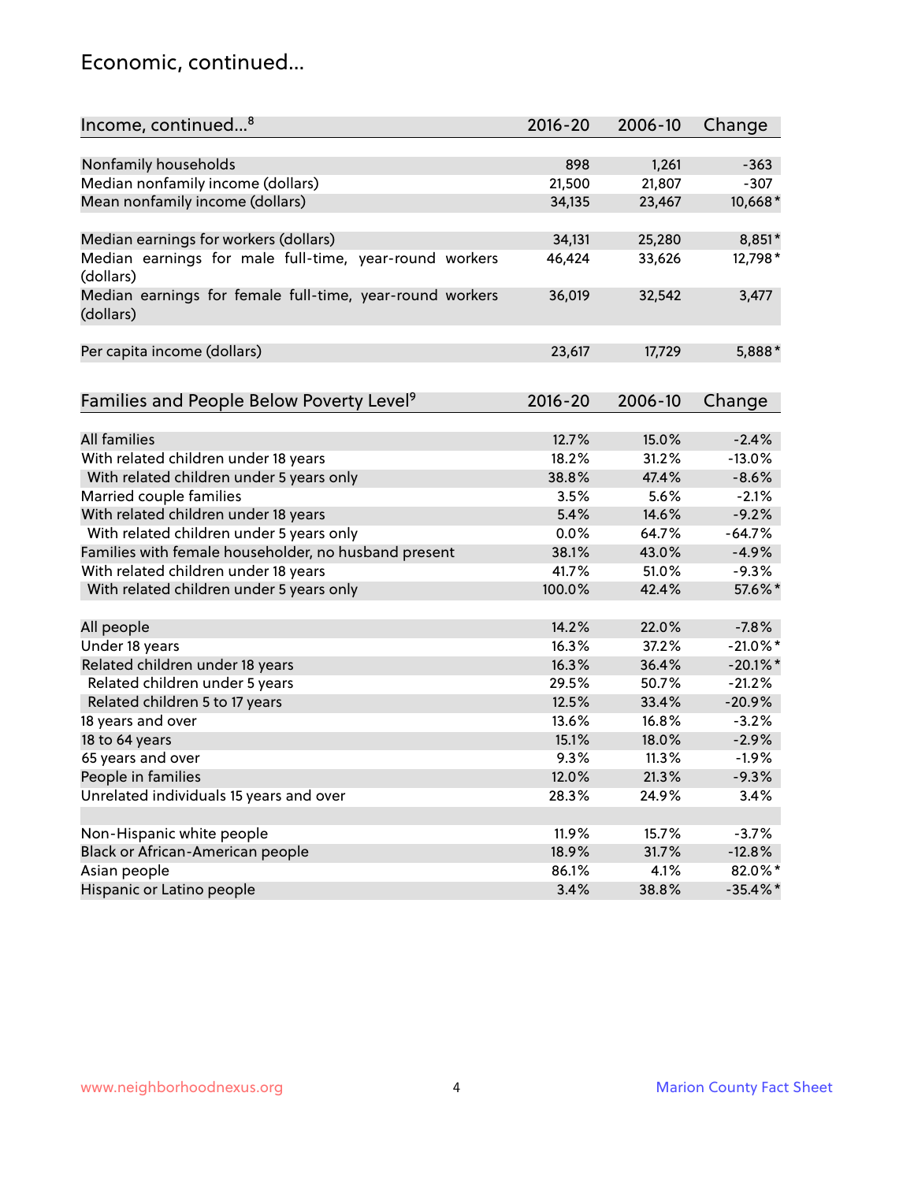## Economic, continued...

| Income, continued...[8] | 2016-20 | 2006-10 | Change |
|---|---|---|---|
| Nonfamily households | 898 | 1,261 | -363 |
| Median nonfamily income (dollars) | 21,500 | 21,807 | -307 |
| Mean nonfamily income (dollars) | 34,135 | 23,467 | 10,668* |
| Median earnings for workers (dollars) | 34,131 | 25,280 | 8,851* |
| Median earnings for male full-time, year-round workers (dollars) | 46,424 | 33,626 | 12,798* |
| Median earnings for female full-time, year-round workers (dollars) | 36,019 | 32,542 | 3,477 |
| Per capita income (dollars) | 23,617 | 17,729 | 5,888* |

| Families and People Below Poverty Level[9] | 2016-20 | 2006-10 | Change |
|---|---|---|---|
| All families | 12.7% | 15.0% | -2.4% |
| With related children under 18 years | 18.2% | 31.2% | -13.0% |
| With related children under 5 years only | 38.8% | 47.4% | -8.6% |
| Married couple families | 3.5% | 5.6% | -2.1% |
| With related children under 18 years | 5.4% | 14.6% | -9.2% |
| With related children under 5 years only | 0.0% | 64.7% | -64.7% |
| Families with female householder, no husband present | 38.1% | 43.0% | -4.9% |
| With related children under 18 years | 41.7% | 51.0% | -9.3% |
| With related children under 5 years only | 100.0% | 42.4% | 57.6%* |
| All people | 14.2% | 22.0% | -7.8% |
| Under 18 years | 16.3% | 37.2% | -21.0%* |
| Related children under 18 years | 16.3% | 36.4% | -20.1%* |
| Related children under 5 years | 29.5% | 50.7% | -21.2% |
| Related children 5 to 17 years | 12.5% | 33.4% | -20.9% |
| 18 years and over | 13.6% | 16.8% | -3.2% |
| 18 to 64 years | 15.1% | 18.0% | -2.9% |
| 65 years and over | 9.3% | 11.3% | -1.9% |
| People in families | 12.0% | 21.3% | -9.3% |
| Unrelated individuals 15 years and over | 28.3% | 24.9% | 3.4% |
| Non-Hispanic white people | 11.9% | 15.7% | -3.7% |
| Black or African-American people | 18.9% | 31.7% | -12.8% |
| Asian people | 86.1% | 4.1% | 82.0%* |
| Hispanic or Latino people | 3.4% | 38.8% | -35.4%* |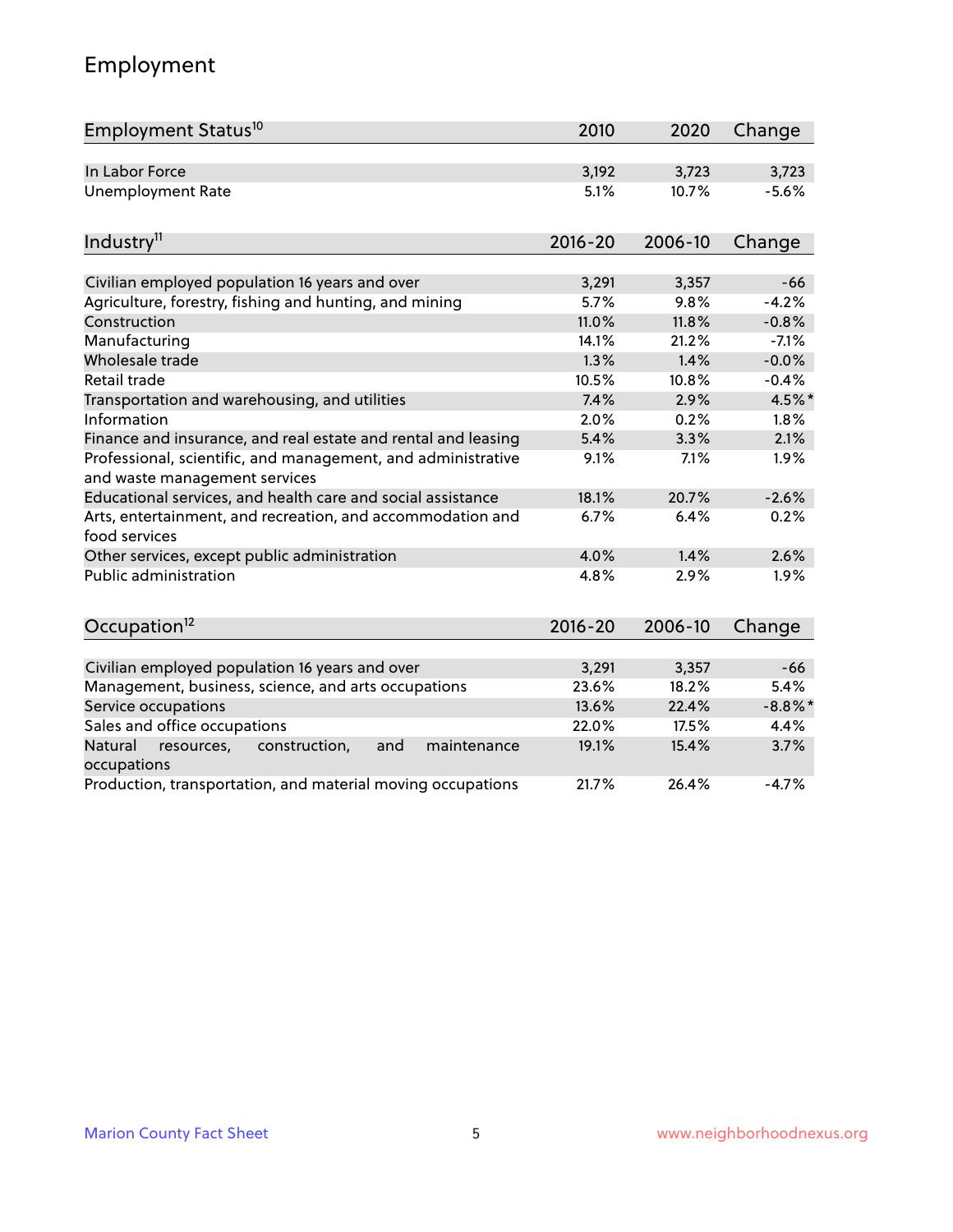## Employment

| Employment Status[10] | 2010 | 2020 | Change |
|---|---|---|---|
| In Labor Force | 3,192 | 3,723 | 3,723 |
| Unemployment Rate | 5.1% | 10.7% | -5.6% |

| Industry[11] | 2016-20 | 2006-10 | Change |
|---|---|---|---|
| Civilian employed population 16 years and over | 3,291 | 3,357 | -66 |
| Agriculture, forestry, fishing and hunting, and mining | 5.7% | 9.8% | -4.2% |
| Construction | 11.0% | 11.8% | -0.8% |
| Manufacturing | 14.1% | 21.2% | -7.1% |
| Wholesale trade | 1.3% | 1.4% | -0.0% |
| Retail trade | 10.5% | 10.8% | -0.4% |
| Transportation and warehousing, and utilities | 7.4% | 2.9% | 4.5%* |
| Information | 2.0% | 0.2% | 1.8% |
| Finance and insurance, and real estate and rental and leasing | 5.4% | 3.3% | 2.1% |
| Professional, scientific, and management, and administrative and waste management services | 9.1% | 7.1% | 1.9% |
| Educational services, and health care and social assistance | 18.1% | 20.7% | -2.6% |
| Arts, entertainment, and recreation, and accommodation and food services | 6.7% | 6.4% | 0.2% |
| Other services, except public administration | 4.0% | 1.4% | 2.6% |
| Public administration | 4.8% | 2.9% | 1.9% |

| Occupation[12] | 2016-20 | 2006-10 | Change |
|---|---|---|---|
| Civilian employed population 16 years and over | 3,291 | 3,357 | -66 |
| Management, business, science, and arts occupations | 23.6% | 18.2% | 5.4% |
| Service occupations | 13.6% | 22.4% | -8.8%* |
| Sales and office occupations | 22.0% | 17.5% | 4.4% |
| Natural resources, construction, and maintenance occupations | 19.1% | 15.4% | 3.7% |
| Production, transportation, and material moving occupations | 21.7% | 26.4% | -4.7% |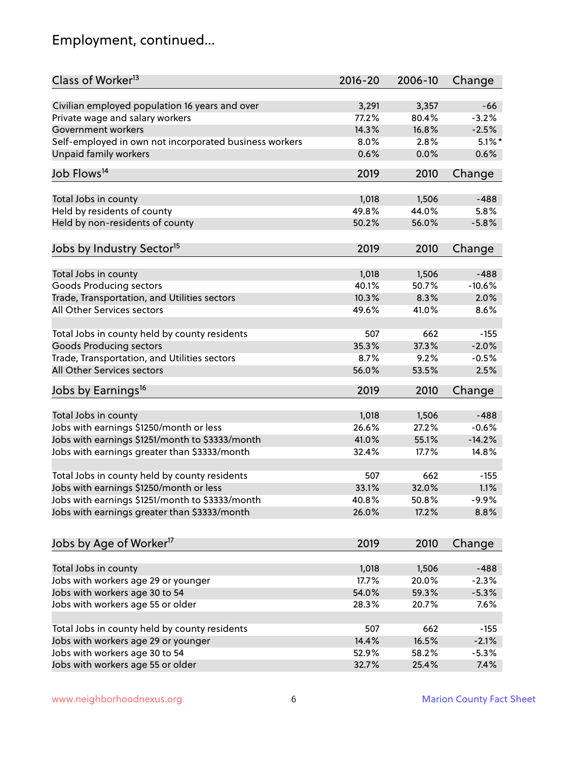## Employment, continued...

| Class of Worker[13] | 2016-20 | 2006-10 | Change |
|---|---|---|---|
| Civilian employed population 16 years and over | 3,291 | 3,357 | -66 |
| Private wage and salary workers | 77.2% | 80.4% | -3.2% |
| Government workers | 14.3% | 16.8% | -2.5% |
| Self-employed in own not incorporated business workers | 8.0% | 2.8% | 5.1%* |
| Unpaid family workers | 0.6% | 0.0% | 0.6% |

| Job Flows[14] | 2019 | 2010 | Change |
|---|---|---|---|
| Total Jobs in county | 1,018 | 1,506 | -488 |
| Held by residents of county | 49.8% | 44.0% | 5.8% |
| Held by non-residents of county | 50.2% | 56.0% | -5.8% |

| Jobs by Industry Sector[15] | 2019 | 2010 | Change |
|---|---|---|---|
| Total Jobs in county | 1,018 | 1,506 | -488 |
| Goods Producing sectors | 40.1% | 50.7% | -10.6% |
| Trade, Transportation, and Utilities sectors | 10.3% | 8.3% | 2.0% |
| All Other Services sectors | 49.6% | 41.0% | 8.6% |
| | | | |
| Total Jobs in county held by county residents | 507 | 662 | -155 |
| Goods Producing sectors | 35.3% | 37.3% | -2.0% |
| Trade, Transportation, and Utilities sectors | 8.7% | 9.2% | -0.5% |
| All Other Services sectors | 56.0% | 53.5% | 2.5% |

| Jobs by Earnings[16] | 2019 | 2010 | Change |
|---|---|---|---|
| Total Jobs in county | 1,018 | 1,506 | -488 |
| Jobs with earnings \$1250/month or less | 26.6% | 27.2% | -0.6% |
| Jobs with earnings \$1251/month to \$3333/month | 41.0% | 55.1% | -14.2% |
| Jobs with earnings greater than \$3333/month | 32.4% | 17.7% | 14.8% |
| | | | |
| Total Jobs in county held by county residents | 507 | 662 | -155 |
| Jobs with earnings \$1250/month or less | 33.1% | 32.0% | 1.1% |
| Jobs with earnings \$1251/month to \$3333/month | 40.8% | 50.8% | -9.9% |
| Jobs with earnings greater than \$3333/month | 26.0% | 17.2% | 8.8% |

| Jobs by Age of Worker[17] | 2019 | 2010 | Change |
|---|---|---|---|
| Total Jobs in county | 1,018 | 1,506 | -488 |
| Jobs with workers age 29 or younger | 17.7% | 20.0% | -2.3% |
| Jobs with workers age 30 to 54 | 54.0% | 59.3% | -5.3% |
| Jobs with workers age 55 or older | 28.3% | 20.7% | 7.6% |
| | | | |
| Total Jobs in county held by county residents | 507 | 662 | -155 |
| Jobs with workers age 29 or younger | 14.4% | 16.5% | -2.1% |
| Jobs with workers age 30 to 54 | 52.9% | 58.2% | -5.3% |
| Jobs with workers age 55 or older | 32.7% | 25.4% | 7.4% |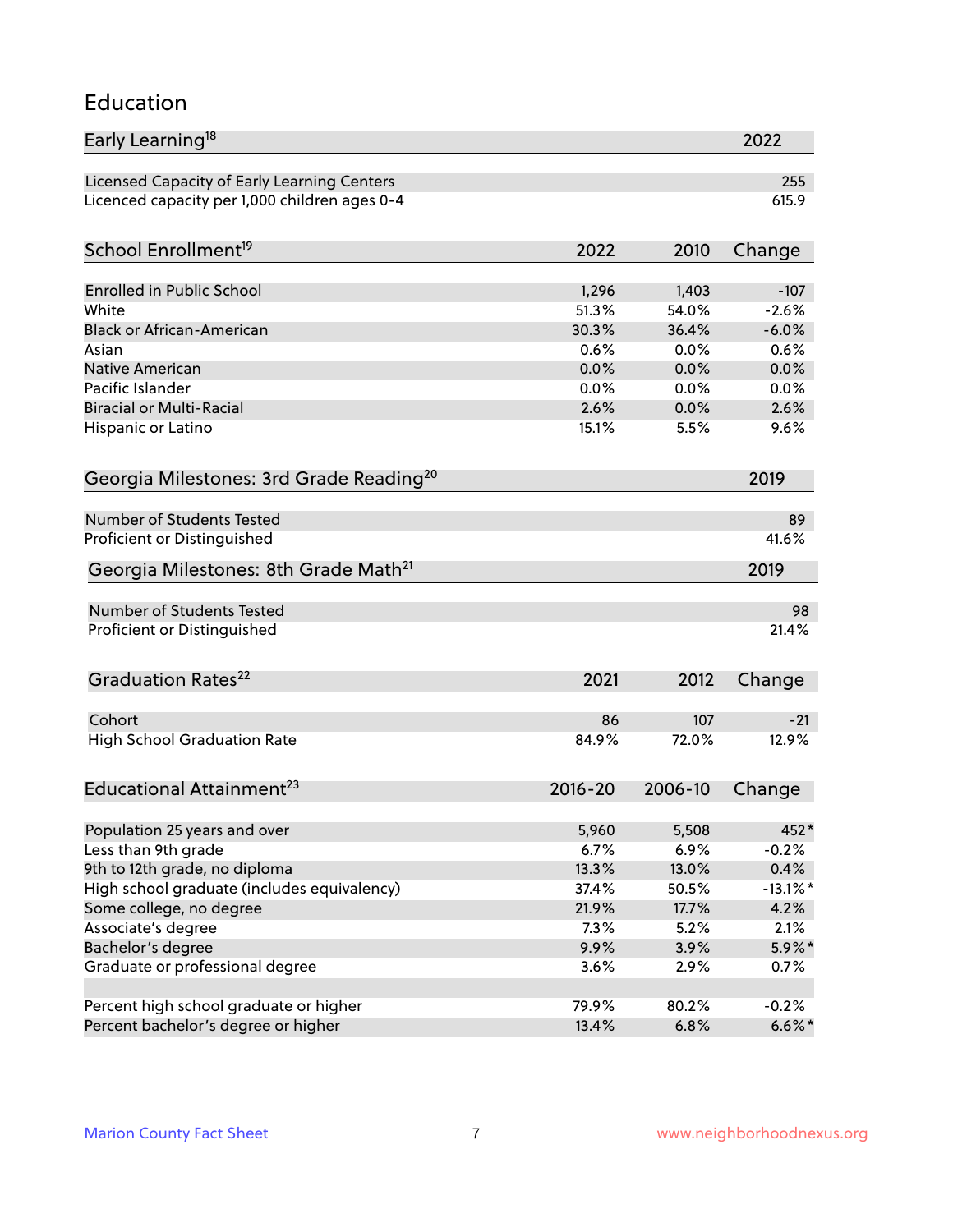## Education

| Early Learning[18] | 2022 |
|---|---|
| Licensed Capacity of Early Learning Centers | 255 |
| Licenced capacity per 1,000 children ages 0-4 | 615.9 |

| School Enrollment[19] | 2022 | 2010 | Change |
|---|---|---|---|
| Enrolled in Public School | 1,296 | 1,403 | -107 |
| White | 51.3% | 54.0% | -2.6% |
| Black or African-American | 30.3% | 36.4% | -6.0% |
| Asian | 0.6% | 0.0% | 0.6% |
| Native American | 0.0% | 0.0% | 0.0% |
| Pacific Islander | 0.0% | 0.0% | 0.0% |
| Biracial or Multi-Racial | 2.6% | 0.0% | 2.6% |
| Hispanic or Latino | 15.1% | 5.5% | 9.6% |

| Georgia Milestones: 3rd Grade Reading[20] | 2019 |
|---|---|
| Number of Students Tested | 89 |
| Proficient or Distinguished | 41.6% |

| Georgia Milestones: 8th Grade Math[21] | 2019 |
|---|---|
| Number of Students Tested | 98 |
| Proficient or Distinguished | 21.4% |

| Graduation Rates[22] | 2021 | 2012 | Change |
|---|---|---|---|
| Cohort | 86 | 107 | -21 |
| High School Graduation Rate | 84.9% | 72.0% | 12.9% |

| Educational Attainment[23] | 2016-20 | 2006-10 | Change |
|---|---|---|---|
| Population 25 years and over | 5,960 | 5,508 | 452* |
| Less than 9th grade | 6.7% | 6.9% | -0.2% |
| 9th to 12th grade, no diploma | 13.3% | 13.0% | 0.4% |
| High school graduate (includes equivalency) | 37.4% | 50.5% | -13.1%* |
| Some college, no degree | 21.9% | 17.7% | 4.2% |
| Associate's degree | 7.3% | 5.2% | 2.1% |
| Bachelor's degree | 9.9% | 3.9% | 5.9%* |
| Graduate or professional degree | 3.6% | 2.9% | 0.7% |
| | | | |
| Percent high school graduate or higher | 79.9% | 80.2% | -0.2% |
| Percent bachelor's degree or higher | 13.4% | 6.8% | 6.6%* |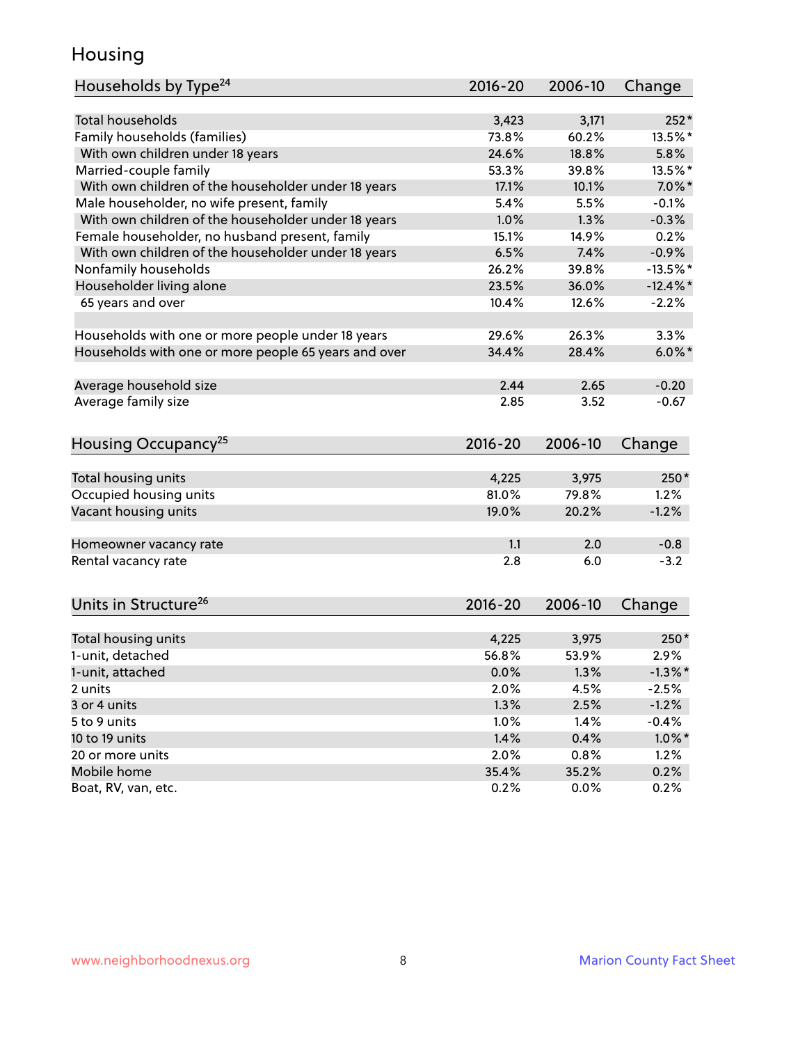# Housing

| Households by Type[24] | 2016-20 | 2006-10 | Change |
|---|---|---|---|
| Total households | 3,423 | 3,171 | 252* |
| Family households (families) | 73.8% | 60.2% | 13.5%* |
| With own children under 18 years | 24.6% | 18.8% | 5.8% |
| Married-couple family | 53.3% | 39.8% | 13.5%* |
| With own children of the householder under 18 years | 17.1% | 10.1% | 7.0%* |
| Male householder, no wife present, family | 5.4% | 5.5% | -0.1% |
| With own children of the householder under 18 years | 1.0% | 1.3% | -0.3% |
| Female householder, no husband present, family | 15.1% | 14.9% | 0.2% |
| With own children of the householder under 18 years | 6.5% | 7.4% | -0.9% |
| Nonfamily households | 26.2% | 39.8% | -13.5%* |
| Householder living alone | 23.5% | 36.0% | -12.4%* |
| 65 years and over | 10.4% | 12.6% | -2.2% |
| | | | |
| Households with one or more people under 18 years | 29.6% | 26.3% | 3.3% |
| Households with one or more people 65 years and over | 34.4% | 28.4% | 6.0%* |
| | | | |
| Average household size | 2.44 | 2.65 | -0.20 |
| Average family size | 2.85 | 3.52 | -0.67 |

| Housing Occupancy[25] | 2016-20 | 2006-10 | Change |
|---|---|---|---|
| Total housing units | 4,225 | 3,975 | 250* |
| Occupied housing units | 81.0% | 79.8% | 1.2% |
| Vacant housing units | 19.0% | 20.2% | -1.2% |
| | | | |
| Homeowner vacancy rate | 1.1 | 2.0 | -0.8 |
| Rental vacancy rate | 2.8 | 6.0 | -3.2 |

| Units in Structure[26] | 2016-20 | 2006-10 | Change |
|---|---|---|---|
| Total housing units | 4,225 | 3,975 | 250* |
| 1-unit, detached | 56.8% | 53.9% | 2.9% |
| 1-unit, attached | 0.0% | 1.3% | -1.3%* |
| 2 units | 2.0% | 4.5% | -2.5% |
| 3 or 4 units | 1.3% | 2.5% | -1.2% |
| 5 to 9 units | 1.0% | 1.4% | -0.4% |
| 10 to 19 units | 1.4% | 0.4% | 1.0%* |
| 20 or more units | 2.0% | 0.8% | 1.2% |
| Mobile home | 35.4% | 35.2% | 0.2% |
| Boat, RV, van, etc. | 0.2% | 0.0% | 0.2% |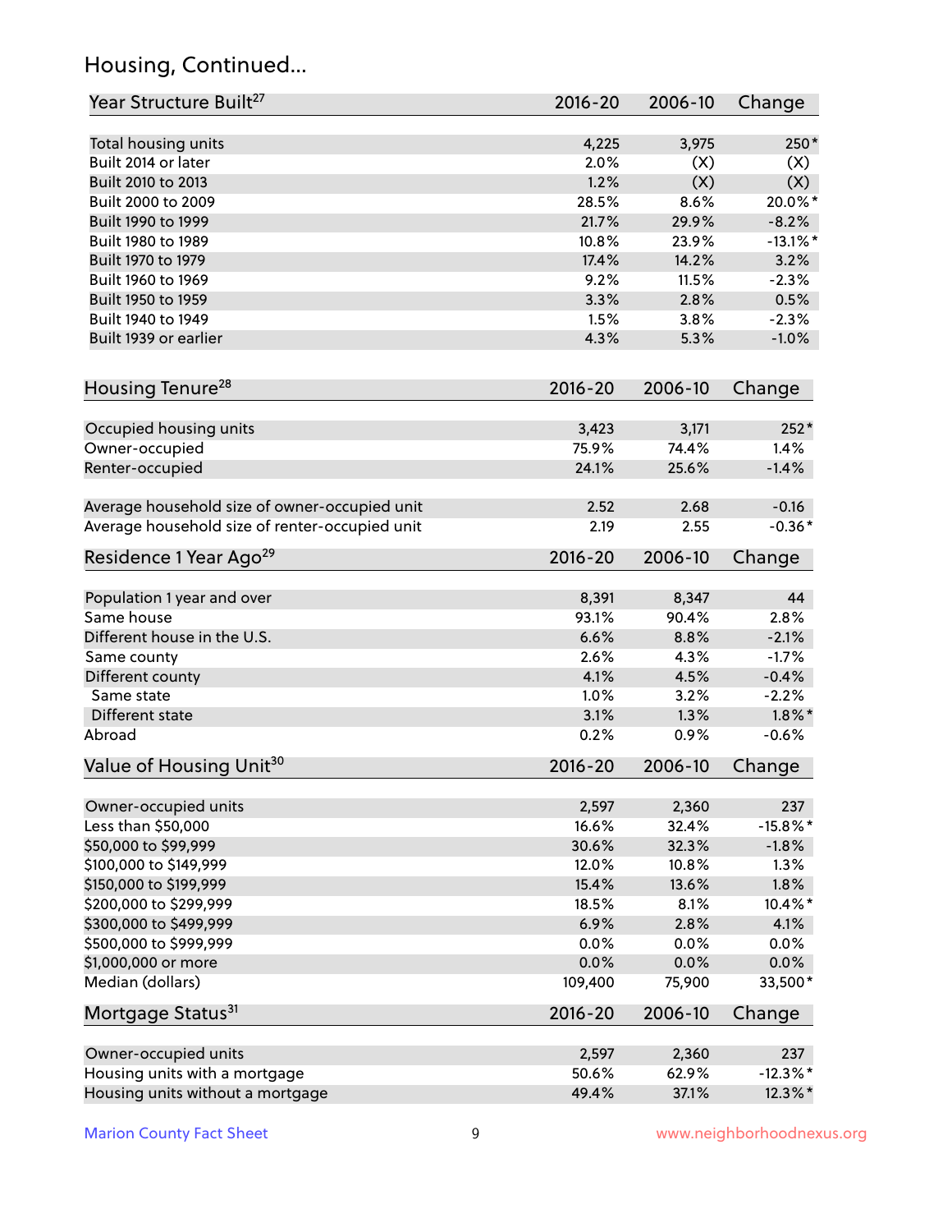## Housing, Continued...

| Year Structure Built[27] | 2016-20 | 2006-10 | Change |
|---|---|---|---|
| Total housing units | 4,225 | 3,975 | 250* |
| Built 2014 or later | 2.0% | (X) | (X) |
| Built 2010 to 2013 | 1.2% | (X) | (X) |
| Built 2000 to 2009 | 28.5% | 8.6% | 20.0%* |
| Built 1990 to 1999 | 21.7% | 29.9% | -8.2% |
| Built 1980 to 1989 | 10.8% | 23.9% | -13.1%* |
| Built 1970 to 1979 | 17.4% | 14.2% | 3.2% |
| Built 1960 to 1969 | 9.2% | 11.5% | -2.3% |
| Built 1950 to 1959 | 3.3% | 2.8% | 0.5% |
| Built 1940 to 1949 | 1.5% | 3.8% | -2.3% |
| Built 1939 or earlier | 4.3% | 5.3% | -1.0% |

| Housing Tenure[28] | 2016-20 | 2006-10 | Change |
|---|---|---|---|
| Occupied housing units | 3,423 | 3,171 | 252* |
| Owner-occupied | 75.9% | 74.4% | 1.4% |
| Renter-occupied | 24.1% | 25.6% | -1.4% |
| Average household size of owner-occupied unit | 2.52 | 2.68 | -0.16 |
| Average household size of renter-occupied unit | 2.19 | 2.55 | -0.36* |

| Residence 1 Year Ago[29] | 2016-20 | 2006-10 | Change |
|---|---|---|---|
| Population 1 year and over | 8,391 | 8,347 | 44 |
| Same house | 93.1% | 90.4% | 2.8% |
| Different house in the U.S. | 6.6% | 8.8% | -2.1% |
| Same county | 2.6% | 4.3% | -1.7% |
| Different county | 4.1% | 4.5% | -0.4% |
| Same state | 1.0% | 3.2% | -2.2% |
| Different state | 3.1% | 1.3% | 1.8%* |
| Abroad | 0.2% | 0.9% | -0.6% |

| Value of Housing Unit[30] | 2016-20 | 2006-10 | Change |
|---|---|---|---|
| Owner-occupied units | 2,597 | 2,360 | 237 |
| Less than $50,000 | 16.6% | 32.4% | -15.8%* |
| $50,000 to $99,999 | 30.6% | 32.3% | -1.8% |
| $100,000 to $149,999 | 12.0% | 10.8% | 1.3% |
| $150,000 to $199,999 | 15.4% | 13.6% | 1.8% |
| $200,000 to $299,999 | 18.5% | 8.1% | 10.4%* |
| $300,000 to $499,999 | 6.9% | 2.8% | 4.1% |
| $500,000 to $999,999 | 0.0% | 0.0% | 0.0% |
| $1,000,000 or more | 0.0% | 0.0% | 0.0% |
| Median (dollars) | 109,400 | 75,900 | 33,500* |

| Mortgage Status[31] | 2016-20 | 2006-10 | Change |
|---|---|---|---|
| Owner-occupied units | 2,597 | 2,360 | 237 |
| Housing units with a mortgage | 50.6% | 62.9% | -12.3%* |
| Housing units without a mortgage | 49.4% | 37.1% | 12.3%* |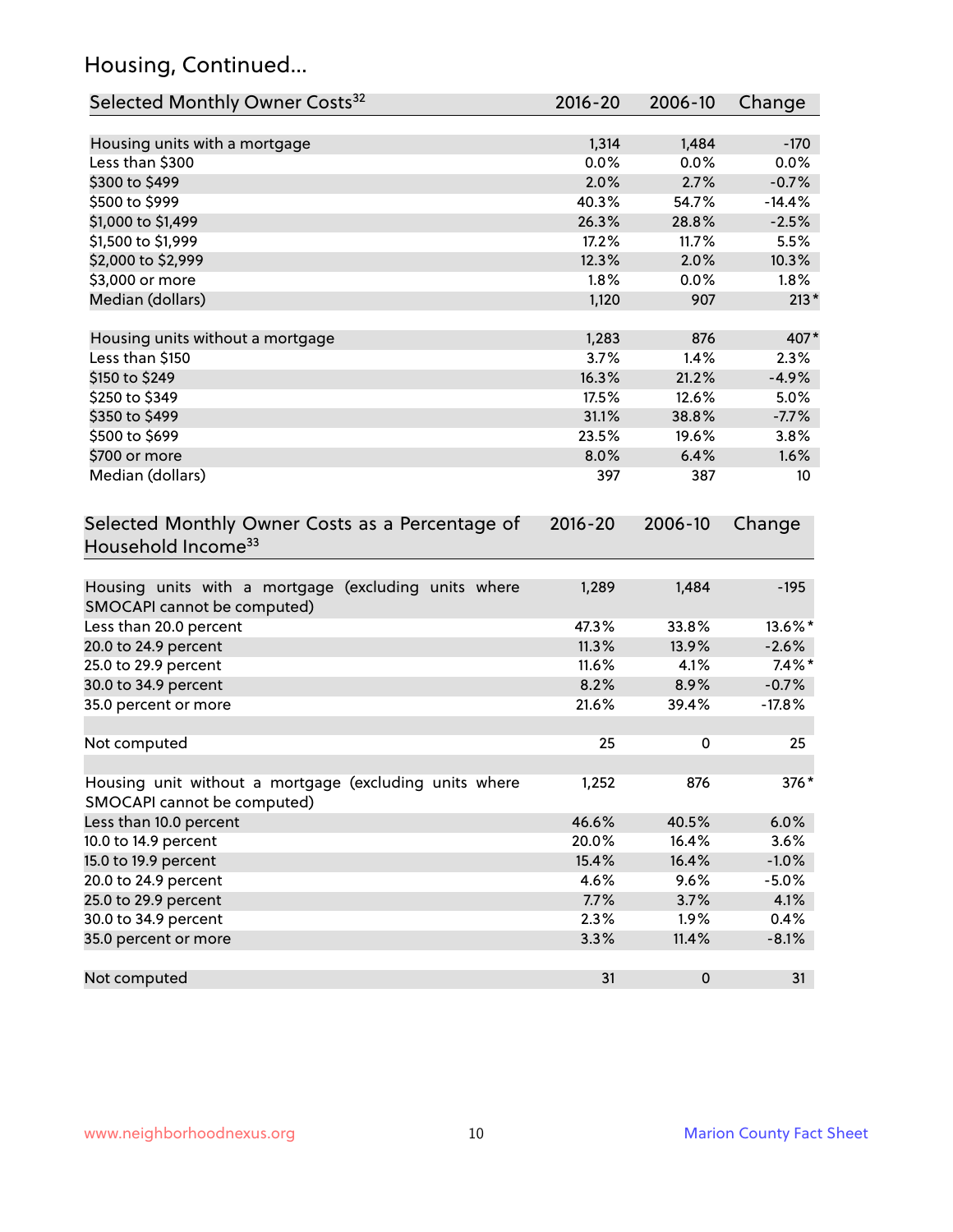## Housing, Continued...

| Selected Monthly Owner Costs[32] | 2016-20 | 2006-10 | Change |
|---|---|---|---|
| Housing units with a mortgage | 1,314 | 1,484 | -170 |
| Less than $300 | 0.0% | 0.0% | 0.0% |
| $300 to $499 | 2.0% | 2.7% | -0.7% |
| $500 to $999 | 40.3% | 54.7% | -14.4% |
| $1,000 to $1,499 | 26.3% | 28.8% | -2.5% |
| $1,500 to $1,999 | 17.2% | 11.7% | 5.5% |
| $2,000 to $2,999 | 12.3% | 2.0% | 10.3% |
| $3,000 or more | 1.8% | 0.0% | 1.8% |
| Median (dollars) | 1,120 | 907 | 213* |
| | | | |
| Housing units without a mortgage | 1,283 | 876 | 407* |
| Less than $150 | 3.7% | 1.4% | 2.3% |
| $150 to $249 | 16.3% | 21.2% | -4.9% |
| $250 to $349 | 17.5% | 12.6% | 5.0% |
| $350 to $499 | 31.1% | 38.8% | -7.7% |
| $500 to $699 | 23.5% | 19.6% | 3.8% |
| $700 or more | 8.0% | 6.4% | 1.6% |
| Median (dollars) | 397 | 387 | 10 |

| Selected Monthly Owner Costs as a Percentage of Household Income[33] | 2016-20 | 2006-10 | Change |
|---|---|---|---|
| Housing units with a mortgage (excluding units where SMOCAPI cannot be computed) | 1,289 | 1,484 | -195 |
| Less than 20.0 percent | 47.3% | 33.8% | 13.6%* |
| 20.0 to 24.9 percent | 11.3% | 13.9% | -2.6% |
| 25.0 to 29.9 percent | 11.6% | 4.1% | 7.4%* |
| 30.0 to 34.9 percent | 8.2% | 8.9% | -0.7% |
| 35.0 percent or more | 21.6% | 39.4% | -17.8% |
| | | | |
| Not computed | 25 | 0 | 25 |
| | | | |
| Housing unit without a mortgage (excluding units where SMOCAPI cannot be computed) | 1,252 | 876 | 376* |
| Less than 10.0 percent | 46.6% | 40.5% | 6.0% |
| 10.0 to 14.9 percent | 20.0% | 16.4% | 3.6% |
| 15.0 to 19.9 percent | 15.4% | 16.4% | -1.0% |
| 20.0 to 24.9 percent | 4.6% | 9.6% | -5.0% |
| 25.0 to 29.9 percent | 7.7% | 3.7% | 4.1% |
| 30.0 to 34.9 percent | 2.3% | 1.9% | 0.4% |
| 35.0 percent or more | 3.3% | 11.4% | -8.1% |
| | | | |
| Not computed | 31 | 0 | 31 |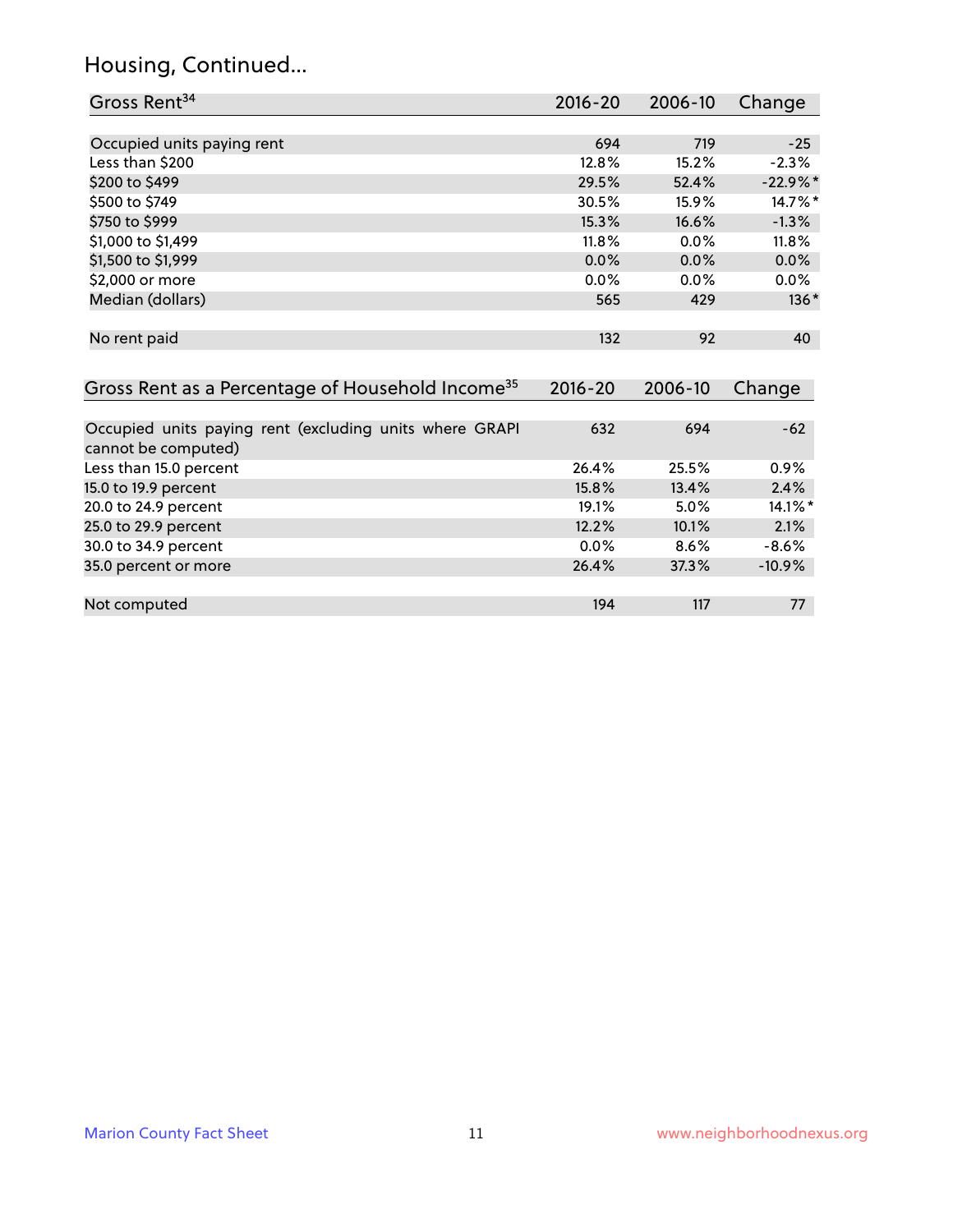## Housing, Continued...

| Gross Rent[34] | 2016-20 | 2006-10 | Change |
|---|---|---|---|
| Occupied units paying rent | 694 | 719 | -25 |
| Less than $200 | 12.8% | 15.2% | -2.3% |
| $200 to $499 | 29.5% | 52.4% | -22.9%* |
| $500 to $749 | 30.5% | 15.9% | 14.7%* |
| $750 to $999 | 15.3% | 16.6% | -1.3% |
| $1,000 to $1,499 | 11.8% | 0.0% | 11.8% |
| $1,500 to $1,999 | 0.0% | 0.0% | 0.0% |
| $2,000 or more | 0.0% | 0.0% | 0.0% |
| Median (dollars) | 565 | 429 | 136* |
| No rent paid | 132 | 92 | 40 |

| Gross Rent as a Percentage of Household Income[35] | 2016-20 | 2006-10 | Change |
|---|---|---|---|
| Occupied units paying rent (excluding units where GRAPI cannot be computed) | 632 | 694 | -62 |
| Less than 15.0 percent | 26.4% | 25.5% | 0.9% |
| 15.0 to 19.9 percent | 15.8% | 13.4% | 2.4% |
| 20.0 to 24.9 percent | 19.1% | 5.0% | 14.1%* |
| 25.0 to 29.9 percent | 12.2% | 10.1% | 2.1% |
| 30.0 to 34.9 percent | 0.0% | 8.6% | -8.6% |
| 35.0 percent or more | 26.4% | 37.3% | -10.9% |
| Not computed | 194 | 117 | 77 |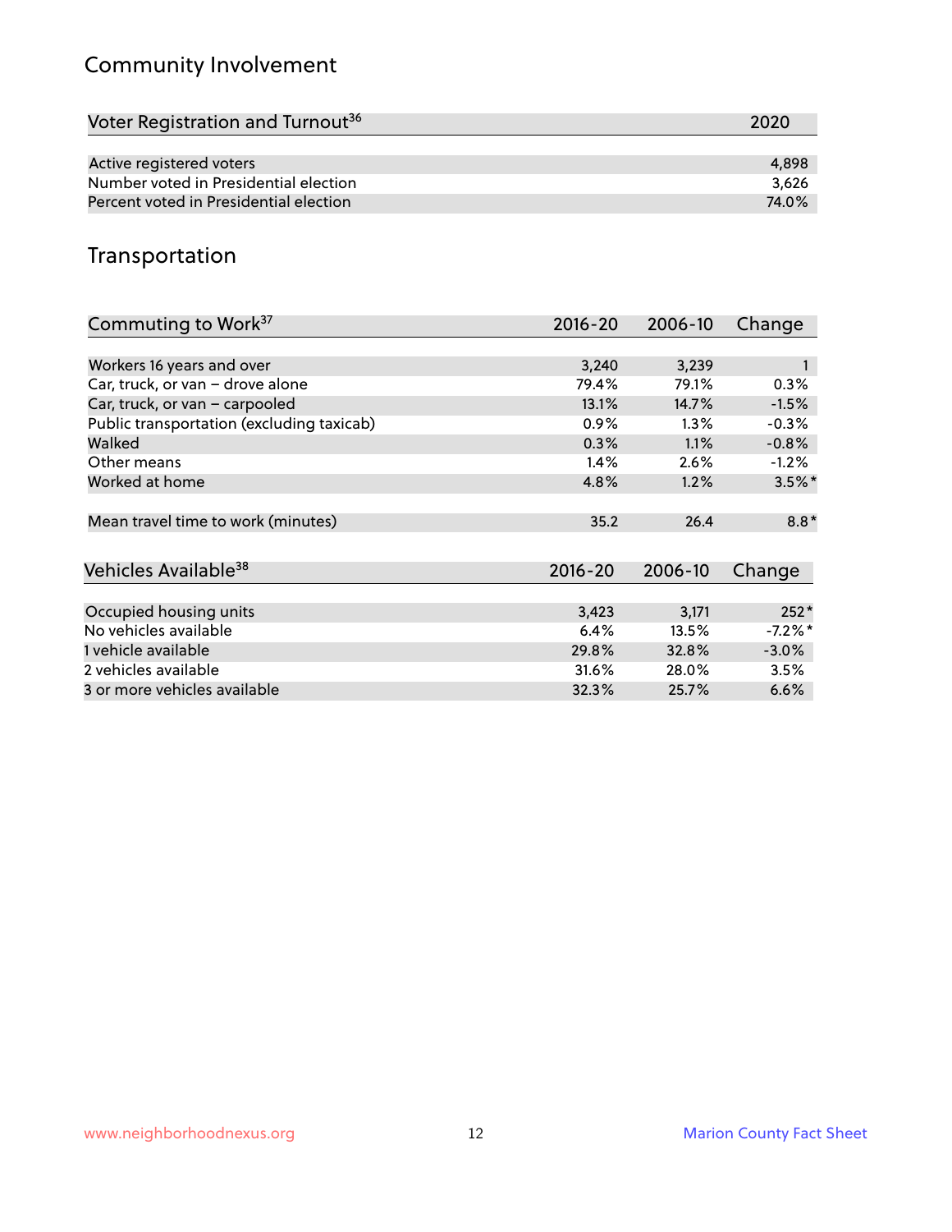## Community Involvement

| Voter Registration and Turnout[36] | 2020 |
|---|---|
| Active registered voters | 4,898 |
| Number voted in Presidential election | 3,626 |
| Percent voted in Presidential election | 74.0% |

## Transportation

| Commuting to Work[37] | 2016-20 | 2006-10 | Change |
|---|---|---|---|
| Workers 16 years and over | 3,240 | 3,239 | 1 |
| Car, truck, or van – drove alone | 79.4% | 79.1% | 0.3% |
| Car, truck, or van – carpooled | 13.1% | 14.7% | -1.5% |
| Public transportation (excluding taxicab) | 0.9% | 1.3% | -0.3% |
| Walked | 0.3% | 1.1% | -0.8% |
| Other means | 1.4% | 2.6% | -1.2% |
| Worked at home | 4.8% | 1.2% | 3.5%* |
| Mean travel time to work (minutes) | 35.2 | 26.4 | 8.8* |

| Vehicles Available[38] | 2016-20 | 2006-10 | Change |
|---|---|---|---|
| Occupied housing units | 3,423 | 3,171 | 252* |
| No vehicles available | 6.4% | 13.5% | -7.2%* |
| 1 vehicle available | 29.8% | 32.8% | -3.0% |
| 2 vehicles available | 31.6% | 28.0% | 3.5% |
| 3 or more vehicles available | 32.3% | 25.7% | 6.6% |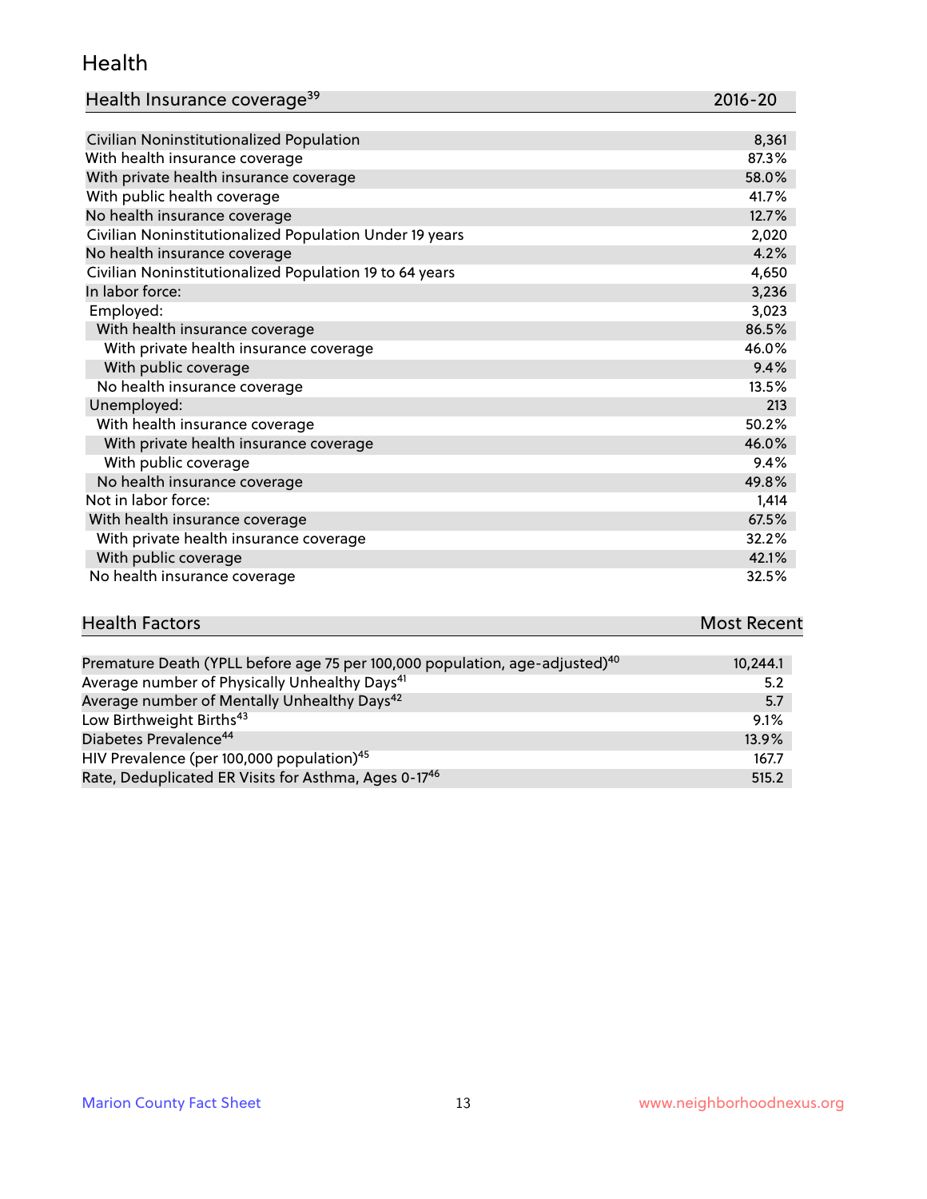## Health

| Health Insurance coverage[39] | 2016-20 |
|---|---|
| Civilian Noninstitutionalized Population | 8,361 |
| With health insurance coverage | 87.3% |
| With private health insurance coverage | 58.0% |
| With public health coverage | 41.7% |
| No health insurance coverage | 12.7% |
| Civilian Noninstitutionalized Population Under 19 years | 2,020 |
| No health insurance coverage | 4.2% |
| Civilian Noninstitutionalized Population 19 to 64 years | 4,650 |
| In labor force: | 3,236 |
| Employed: | 3,023 |
| With health insurance coverage | 86.5% |
| With private health insurance coverage | 46.0% |
| With public coverage | 9.4% |
| No health insurance coverage | 13.5% |
| Unemployed: | 213 |
| With health insurance coverage | 50.2% |
| With private health insurance coverage | 46.0% |
| With public coverage | 9.4% |
| No health insurance coverage | 49.8% |
| Not in labor force: | 1,414 |
| With health insurance coverage | 67.5% |
| With private health insurance coverage | 32.2% |
| With public coverage | 42.1% |
| No health insurance coverage | 32.5% |

| Health Factors | Most Recent |
|---|---|
| Premature Death (YPLL before age 75 per 100,000 population, age-adjusted)[40] | 10,244.1 |
| Average number of Physically Unhealthy Days[41] | 5.2 |
| Average number of Mentally Unhealthy Days[42] | 5.7 |
| Low Birthweight Births[43] | 9.1% |
| Diabetes Prevalence[44] | 13.9% |
| HIV Prevalence (per 100,000 population)[45] | 167.7 |
| Rate, Deduplicated ER Visits for Asthma, Ages 0-17[46] | 515.2 |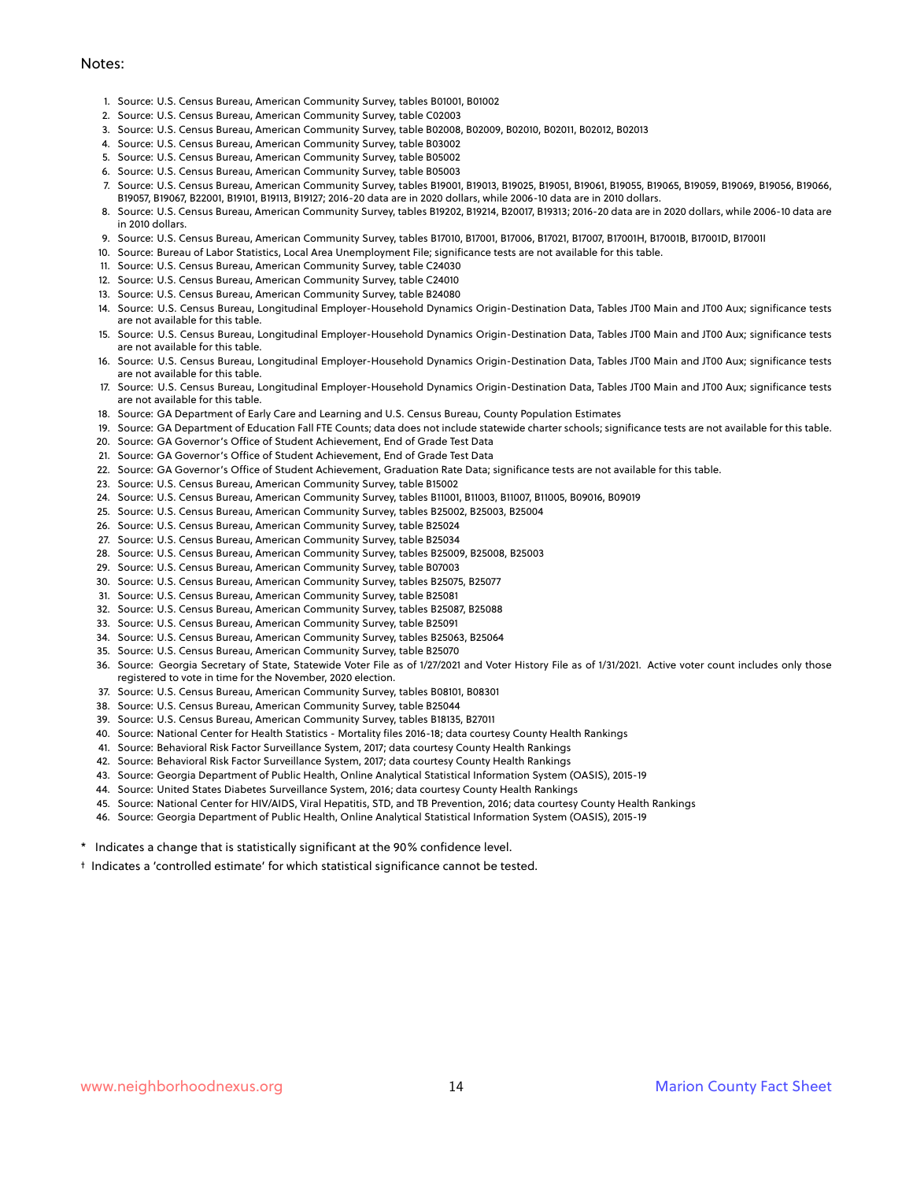Notes:

1. Source: U.S. Census Bureau, American Community Survey, tables B01001, B01002
2. Source: U.S. Census Bureau, American Community Survey, table C02003
3. Source: U.S. Census Bureau, American Community Survey, table B02008, B02009, B02010, B02011, B02012, B02013
4. Source: U.S. Census Bureau, American Community Survey, table B03002
5. Source: U.S. Census Bureau, American Community Survey, table B05002
6. Source: U.S. Census Bureau, American Community Survey, table B05003
7. Source: U.S. Census Bureau, American Community Survey, tables B19001, B19013, B19025, B19051, B19061, B19055, B19065, B19059, B19069, B19056, B19066, B19057, B19067, B22001, B19101, B19113, B19127; 2016-20 data are in 2020 dollars, while 2006-10 data are in 2010 dollars.
8. Source: U.S. Census Bureau, American Community Survey, tables B19202, B19214, B20017, B19313; 2016-20 data are in 2020 dollars, while 2006-10 data are in 2010 dollars.
9. Source: U.S. Census Bureau, American Community Survey, tables B17010, B17001, B17006, B17021, B17007, B17001H, B17001B, B17001D, B17001I
10. Source: Bureau of Labor Statistics, Local Area Unemployment File; significance tests are not available for this table.
11. Source: U.S. Census Bureau, American Community Survey, table C24030
12. Source: U.S. Census Bureau, American Community Survey, table C24010
13. Source: U.S. Census Bureau, American Community Survey, table B24080
14. Source: U.S. Census Bureau, Longitudinal Employer-Household Dynamics Origin-Destination Data, Tables JT00 Main and JT00 Aux; significance tests are not available for this table.
15. Source: U.S. Census Bureau, Longitudinal Employer-Household Dynamics Origin-Destination Data, Tables JT00 Main and JT00 Aux; significance tests are not available for this table.
16. Source: U.S. Census Bureau, Longitudinal Employer-Household Dynamics Origin-Destination Data, Tables JT00 Main and JT00 Aux; significance tests are not available for this table.
17. Source: U.S. Census Bureau, Longitudinal Employer-Household Dynamics Origin-Destination Data, Tables JT00 Main and JT00 Aux; significance tests are not available for this table.
18. Source: GA Department of Early Care and Learning and U.S. Census Bureau, County Population Estimates
19. Source: GA Department of Education Fall FTE Counts; data does not include statewide charter schools; significance tests are not available for this table.
20. Source: GA Governor's Office of Student Achievement, End of Grade Test Data
21. Source: GA Governor's Office of Student Achievement, End of Grade Test Data
22. Source: GA Governor's Office of Student Achievement, Graduation Rate Data; significance tests are not available for this table.
23. Source: U.S. Census Bureau, American Community Survey, table B15002
24. Source: U.S. Census Bureau, American Community Survey, tables B11001, B11003, B11007, B11005, B09016, B09019
25. Source: U.S. Census Bureau, American Community Survey, tables B25002, B25003, B25004
26. Source: U.S. Census Bureau, American Community Survey, table B25024
27. Source: U.S. Census Bureau, American Community Survey, table B25034
28. Source: U.S. Census Bureau, American Community Survey, tables B25009, B25008, B25003
29. Source: U.S. Census Bureau, American Community Survey, table B07003
30. Source: U.S. Census Bureau, American Community Survey, tables B25075, B25077
31. Source: U.S. Census Bureau, American Community Survey, table B25081
32. Source: U.S. Census Bureau, American Community Survey, tables B25087, B25088
33. Source: U.S. Census Bureau, American Community Survey, table B25091
34. Source: U.S. Census Bureau, American Community Survey, tables B25063, B25064
35. Source: U.S. Census Bureau, American Community Survey, table B25070
36. Source: Georgia Secretary of State, Statewide Voter File as of 1/27/2021 and Voter History File as of 1/31/2021. Active voter count includes only those registered to vote in time for the November, 2020 election.
37. Source: U.S. Census Bureau, American Community Survey, tables B08101, B08301
38. Source: U.S. Census Bureau, American Community Survey, table B25044
39. Source: U.S. Census Bureau, American Community Survey, tables B18135, B27011
40. Source: National Center for Health Statistics - Mortality files 2016-18; data courtesy County Health Rankings
41. Source: Behavioral Risk Factor Surveillance System, 2017; data courtesy County Health Rankings
42. Source: Behavioral Risk Factor Surveillance System, 2017; data courtesy County Health Rankings
43. Source: Georgia Department of Public Health, Online Analytical Statistical Information System (OASIS), 2015-19
44. Source: United States Diabetes Surveillance System, 2016; data courtesy County Health Rankings
45. Source: National Center for HIV/AIDS, Viral Hepatitis, STD, and TB Prevention, 2016; data courtesy County Health Rankings
46. Source: Georgia Department of Public Health, Online Analytical Statistical Information System (OASIS), 2015-19

\* Indicates a change that is statistically significant at the 90% confidence level.

† Indicates a 'controlled estimate' for which statistical significance cannot be tested.